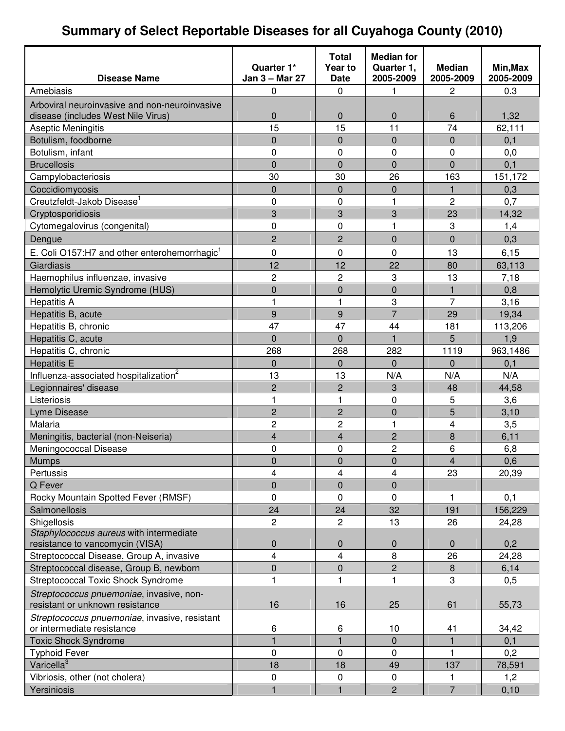# Summary of Select Reportable Diseases for all Cuyahoga County (2010)

| Disease Name | Quarter 1* Jan 3 – Mar 27 | Total Year to Date | Median for Quarter 1, 2005-2009 | Median 2005-2009 | Min,Max 2005-2009 |
|---|---|---|---|---|---|
| Amebiasis | 0 | 0 | 1 | 2 | 0.3 |
| Arboviral neuroinvasive and non-neuroinvasive disease (includes West Nile Virus) | 0 | 0 | 0 | 6 | 1,32 |
| Aseptic Meningitis | 15 | 15 | 11 | 74 | 62,111 |
| Botulism, foodborne | 0 | 0 | 0 | 0 | 0,1 |
| Botulism, infant | 0 | 0 | 0 | 0 | 0,0 |
| Brucellosis | 0 | 0 | 0 | 0 | 0,1 |
| Campylobacteriosis | 30 | 30 | 26 | 163 | 151,172 |
| Coccidiomycosis | 0 | 0 | 0 | 1 | 0,3 |
| Creutzfeldt-Jakob Disease[1] | 0 | 0 | 1 | 2 | 0,7 |
| Cryptosporidiosis | 3 | 3 | 3 | 23 | 14,32 |
| Cytomegalovirus (congenital) | 0 | 0 | 1 | 3 | 1,4 |
| Dengue | 2 | 2 | 0 | 0 | 0,3 |
| E. Coli O157:H7 and other enterohemorrhagic[1] | 0 | 0 | 0 | 13 | 6,15 |
| Giardiasis | 12 | 12 | 22 | 80 | 63,113 |
| Haemophilus influenzae, invasive | 2 | 2 | 3 | 13 | 7,18 |
| Hemolytic Uremic Syndrome (HUS) | 0 | 0 | 0 | 1 | 0,8 |
| Hepatitis A | 1 | 1 | 3 | 7 | 3,16 |
| Hepatitis B, acute | 9 | 9 | 7 | 29 | 19,34 |
| Hepatitis B, chronic | 47 | 47 | 44 | 181 | 113,206 |
| Hepatitis C, acute | 0 | 0 | 1 | 5 | 1,9 |
| Hepatitis C, chronic | 268 | 268 | 282 | 1119 | 963,1486 |
| Hepatitis E | 0 | 0 | 0 | 0 | 0,1 |
| Influenza-associated hospitalization[2] | 13 | 13 | N/A | N/A | N/A |
| Legionnaires' disease | 2 | 2 | 3 | 48 | 44,58 |
| Listeriosis | 1 | 1 | 0 | 5 | 3,6 |
| Lyme Disease | 2 | 2 | 0 | 5 | 3,10 |
| Malaria | 2 | 2 | 1 | 4 | 3,5 |
| Meningitis, bacterial (non-Neiseria) | 4 | 4 | 2 | 8 | 6,11 |
| Meningococcal Disease | 0 | 0 | 2 | 6 | 6,8 |
| Mumps | 0 | 0 | 0 | 4 | 0,6 |
| Pertussis | 4 | 4 | 4 | 23 | 20,39 |
| Q Fever | 0 | 0 | 0 | | |
| Rocky Mountain Spotted Fever (RMSF) | 0 | 0 | 0 | 1 | 0,1 |
| Salmonellosis | 24 | 24 | 32 | 191 | 156,229 |
| Shigellosis | 2 | 2 | 13 | 26 | 24,28 |
| *Staphylococcus aureus* with intermediate resistance to vancomycin (VISA) | 0 | 0 | 0 | 0 | 0,2 |
| Streptococcal Disease, Group A, invasive | 4 | 4 | 8 | 26 | 24,28 |
| Streptococcal disease, Group B, newborn | 0 | 0 | 2 | 8 | 6,14 |
| Streptococcal Toxic Shock Syndrome | 1 | 1 | 1 | 3 | 0,5 |
| *Streptococcus pnuemoniae*, invasive, non-resistant or unknown resistance | 16 | 16 | 25 | 61 | 55,73 |
| *Streptococcus pnuemoniae*, invasive, resistant or intermediate resistance | 6 | 6 | 10 | 41 | 34,42 |
| Toxic Shock Syndrome | 1 | 1 | 0 | 1 | 0,1 |
| Typhoid Fever | 0 | 0 | 0 | 1 | 0,2 |
| Varicella[3] | 18 | 18 | 49 | 137 | 78,591 |
| Vibriosis, other (not cholera) | 0 | 0 | 0 | 1 | 1,2 |
| Yersiniosis | 1 | 1 | 2 | 7 | 0,10 |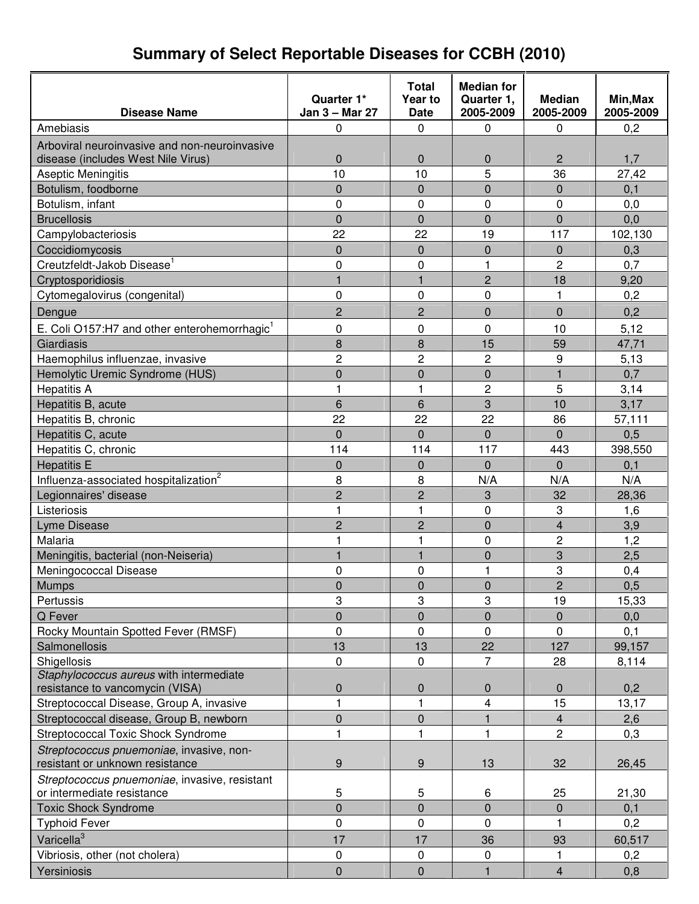# Summary of Select Reportable Diseases for CCBH (2010)

| Disease Name | Quarter 1* Jan 3 – Mar 27 | Total Year to Date | Median for Quarter 1, 2005-2009 | Median 2005-2009 | Min,Max 2005-2009 |
|---|---|---|---|---|---|
| Amebiasis | 0 | 0 | 0 | 0 | 0,2 |
| Arboviral neuroinvasive and non-neuroinvasive disease (includes West Nile Virus) | 0 | 0 | 0 | 2 | 1,7 |
| Aseptic Meningitis | 10 | 10 | 5 | 36 | 27,42 |
| Botulism, foodborne | 0 | 0 | 0 | 0 | 0,1 |
| Botulism, infant | 0 | 0 | 0 | 0 | 0,0 |
| Brucellosis | 0 | 0 | 0 | 0 | 0,0 |
| Campylobacteriosis | 22 | 22 | 19 | 117 | 102,130 |
| Coccidiomycosis | 0 | 0 | 0 | 0 | 0,3 |
| Creutzfeldt-Jakob Disease[1] | 0 | 0 | 1 | 2 | 0,7 |
| Cryptosporidiosis | 1 | 1 | 2 | 18 | 9,20 |
| Cytomegalovirus (congenital) | 0 | 0 | 0 | 1 | 0,2 |
| Dengue | 2 | 2 | 0 | 0 | 0,2 |
| E. Coli O157:H7 and other enterohemorrhagic[1] | 0 | 0 | 0 | 10 | 5,12 |
| Giardiasis | 8 | 8 | 15 | 59 | 47,71 |
| Haemophilus influenzae, invasive | 2 | 2 | 2 | 9 | 5,13 |
| Hemolytic Uremic Syndrome (HUS) | 0 | 0 | 0 | 1 | 0,7 |
| Hepatitis A | 1 | 1 | 2 | 5 | 3,14 |
| Hepatitis B, acute | 6 | 6 | 3 | 10 | 3,17 |
| Hepatitis B, chronic | 22 | 22 | 22 | 86 | 57,111 |
| Hepatitis C, acute | 0 | 0 | 0 | 0 | 0,5 |
| Hepatitis C, chronic | 114 | 114 | 117 | 443 | 398,550 |
| Hepatitis E | 0 | 0 | 0 | 0 | 0,1 |
| Influenza-associated hospitalization[2] | 8 | 8 | N/A | N/A | N/A |
| Legionnaires' disease | 2 | 2 | 3 | 32 | 28,36 |
| Listeriosis | 1 | 1 | 0 | 3 | 1,6 |
| Lyme Disease | 2 | 2 | 0 | 4 | 3,9 |
| Malaria | 1 | 1 | 0 | 2 | 1,2 |
| Meningitis, bacterial (non-Neiseria) | 1 | 1 | 0 | 3 | 2,5 |
| Meningococcal Disease | 0 | 0 | 1 | 3 | 0,4 |
| Mumps | 0 | 0 | 0 | 2 | 0,5 |
| Pertussis | 3 | 3 | 3 | 19 | 15,33 |
| Q Fever | 0 | 0 | 0 | 0 | 0,0 |
| Rocky Mountain Spotted Fever (RMSF) | 0 | 0 | 0 | 0 | 0,1 |
| Salmonellosis | 13 | 13 | 22 | 127 | 99,157 |
| Shigellosis | 0 | 0 | 7 | 28 | 8,114 |
| *Staphylococcus aureus* with intermediate resistance to vancomycin (VISA) | 0 | 0 | 0 | 0 | 0,2 |
| Streptococcal Disease, Group A, invasive | 1 | 1 | 4 | 15 | 13,17 |
| Streptococcal disease, Group B, newborn | 0 | 0 | 1 | 4 | 2,6 |
| Streptococcal Toxic Shock Syndrome | 1 | 1 | 1 | 2 | 0,3 |
| *Streptococcus pnuemoniae*, invasive, non-resistant or unknown resistance | 9 | 9 | 13 | 32 | 26,45 |
| *Streptococcus pnuemoniae*, invasive, resistant or intermediate resistance | 5 | 5 | 6 | 25 | 21,30 |
| Toxic Shock Syndrome | 0 | 0 | 0 | 0 | 0,1 |
| Typhoid Fever | 0 | 0 | 0 | 1 | 0,2 |
| Varicella[3] | 17 | 17 | 36 | 93 | 60,517 |
| Vibriosis, other (not cholera) | 0 | 0 | 0 | 1 | 0,2 |
| Yersiniosis | 0 | 0 | 1 | 4 | 0,8 |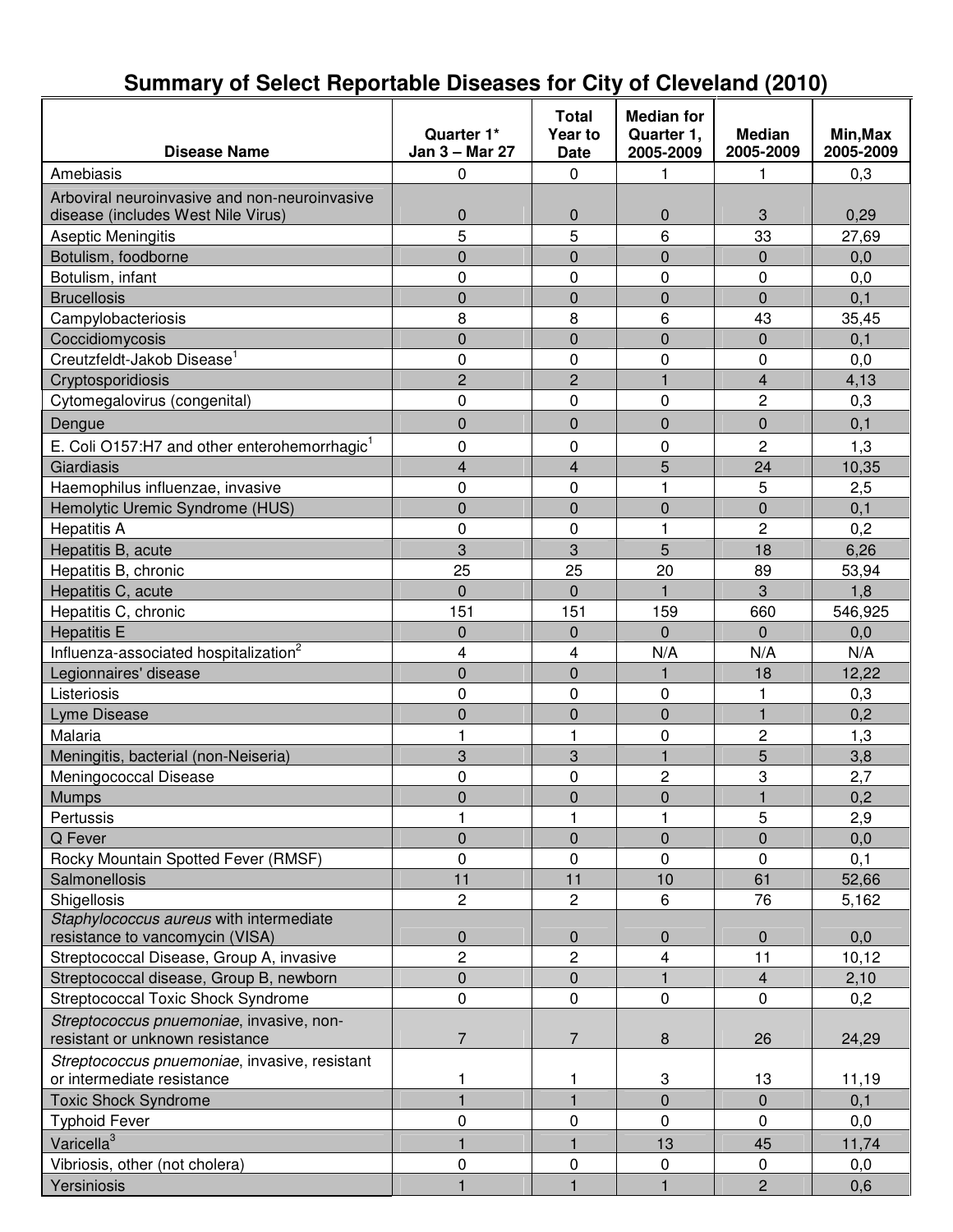# Summary of Select Reportable Diseases for City of Cleveland (2010)

| Disease Name | Quarter 1* Jan 3 – Mar 27 | Total Year to Date | Median for Quarter 1, 2005-2009 | Median 2005-2009 | Min,Max 2005-2009 |
|---|---|---|---|---|---|
| Amebiasis | 0 | 0 | 1 | 1 | 0,3 |
| Arboviral neuroinvasive and non-neuroinvasive disease (includes West Nile Virus) | 0 | 0 | 0 | 3 | 0,29 |
| Aseptic Meningitis | 5 | 5 | 6 | 33 | 27,69 |
| Botulism, foodborne | 0 | 0 | 0 | 0 | 0,0 |
| Botulism, infant | 0 | 0 | 0 | 0 | 0,0 |
| Brucellosis | 0 | 0 | 0 | 0 | 0,1 |
| Campylobacteriosis | 8 | 8 | 6 | 43 | 35,45 |
| Coccidiomycosis | 0 | 0 | 0 | 0 | 0,1 |
| Creutzfeldt-Jakob Disease[1] | 0 | 0 | 0 | 0 | 0,0 |
| Cryptosporidiosis | 2 | 2 | 1 | 4 | 4,13 |
| Cytomegalovirus (congenital) | 0 | 0 | 0 | 2 | 0,3 |
| Dengue | 0 | 0 | 0 | 0 | 0,1 |
| E. Coli O157:H7 and other enterohemorrhagic[1] | 0 | 0 | 0 | 2 | 1,3 |
| Giardiasis | 4 | 4 | 5 | 24 | 10,35 |
| Haemophilus influenzae, invasive | 0 | 0 | 1 | 5 | 2,5 |
| Hemolytic Uremic Syndrome (HUS) | 0 | 0 | 0 | 0 | 0,1 |
| Hepatitis A | 0 | 0 | 1 | 2 | 0,2 |
| Hepatitis B, acute | 3 | 3 | 5 | 18 | 6,26 |
| Hepatitis B, chronic | 25 | 25 | 20 | 89 | 53,94 |
| Hepatitis C, acute | 0 | 0 | 1 | 3 | 1,8 |
| Hepatitis C, chronic | 151 | 151 | 159 | 660 | 546,925 |
| Hepatitis E | 0 | 0 | 0 | 0 | 0,0 |
| Influenza-associated hospitalization[2] | 4 | 4 | N/A | N/A | N/A |
| Legionnaires' disease | 0 | 0 | 1 | 18 | 12,22 |
| Listeriosis | 0 | 0 | 0 | 1 | 0,3 |
| Lyme Disease | 0 | 0 | 0 | 1 | 0,2 |
| Malaria | 1 | 1 | 0 | 2 | 1,3 |
| Meningitis, bacterial (non-Neiseria) | 3 | 3 | 1 | 5 | 3,8 |
| Meningococcal Disease | 0 | 0 | 2 | 3 | 2,7 |
| Mumps | 0 | 0 | 0 | 1 | 0,2 |
| Pertussis | 1 | 1 | 1 | 5 | 2,9 |
| Q Fever | 0 | 0 | 0 | 0 | 0,0 |
| Rocky Mountain Spotted Fever (RMSF) | 0 | 0 | 0 | 0 | 0,1 |
| Salmonellosis | 11 | 11 | 10 | 61 | 52,66 |
| Shigellosis | 2 | 2 | 6 | 76 | 5,162 |
| *Staphylococcus aureus* with intermediate resistance to vancomycin (VISA) | 0 | 0 | 0 | 0 | 0,0 |
| Streptococcal Disease, Group A, invasive | 2 | 2 | 4 | 11 | 10,12 |
| Streptococcal disease, Group B, newborn | 0 | 0 | 1 | 4 | 2,10 |
| Streptococcal Toxic Shock Syndrome | 0 | 0 | 0 | 0 | 0,2 |
| *Streptococcus pnuemoniae*, invasive, non-resistant or unknown resistance | 7 | 7 | 8 | 26 | 24,29 |
| *Streptococcus pnuemoniae*, invasive, resistant or intermediate resistance | 1 | 1 | 3 | 13 | 11,19 |
| Toxic Shock Syndrome | 1 | 1 | 0 | 0 | 0,1 |
| Typhoid Fever | 0 | 0 | 0 | 0 | 0,0 |
| Varicella[3] | 1 | 1 | 13 | 45 | 11,74 |
| Vibriosis, other (not cholera) | 0 | 0 | 0 | 0 | 0,0 |
| Yersiniosis | 1 | 1 | 1 | 2 | 0,6 |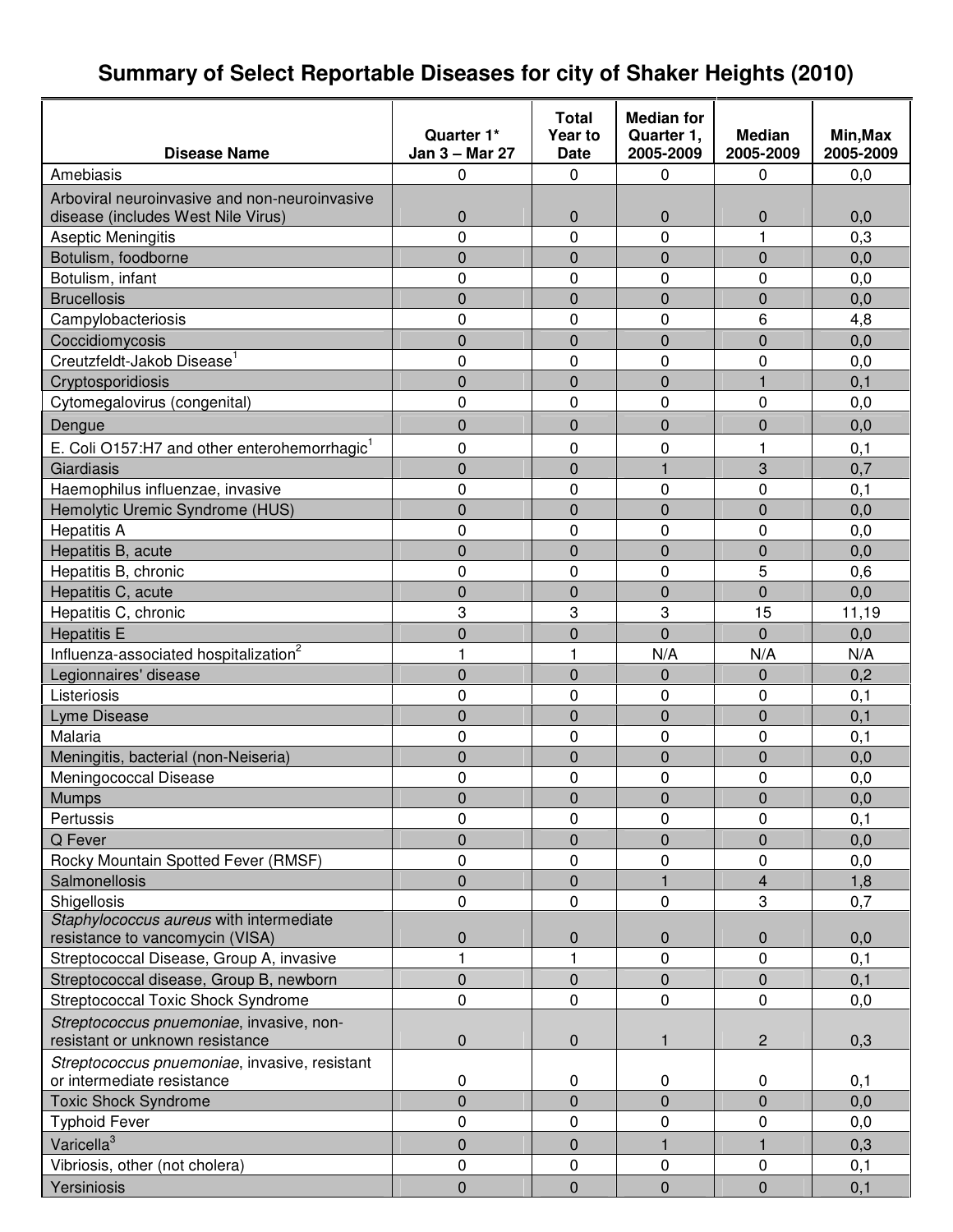# Summary of Select Reportable Diseases for city of Shaker Heights (2010)

| Disease Name | Quarter 1* Jan 3 – Mar 27 | Total Year to Date | Median for Quarter 1, 2005-2009 | Median 2005-2009 | Min,Max 2005-2009 |
|---|---|---|---|---|---|
| Amebiasis | 0 | 0 | 0 | 0 | 0,0 |
| Arboviral neuroinvasive and non-neuroinvasive disease (includes West Nile Virus) | 0 | 0 | 0 | 0 | 0,0 |
| Aseptic Meningitis | 0 | 0 | 0 | 1 | 0,3 |
| Botulism, foodborne | 0 | 0 | 0 | 0 | 0,0 |
| Botulism, infant | 0 | 0 | 0 | 0 | 0,0 |
| Brucellosis | 0 | 0 | 0 | 0 | 0,0 |
| Campylobacteriosis | 0 | 0 | 0 | 6 | 4,8 |
| Coccidiomycosis | 0 | 0 | 0 | 0 | 0,0 |
| Creutzfeldt-Jakob Disease[1] | 0 | 0 | 0 | 0 | 0,0 |
| Cryptosporidiosis | 0 | 0 | 0 | 1 | 0,1 |
| Cytomegalovirus (congenital) | 0 | 0 | 0 | 0 | 0,0 |
| Dengue | 0 | 0 | 0 | 0 | 0,0 |
| E. Coli O157:H7 and other enterohemorrhagic[1] | 0 | 0 | 0 | 1 | 0,1 |
| Giardiasis | 0 | 0 | 1 | 3 | 0,7 |
| Haemophilus influenzae, invasive | 0 | 0 | 0 | 0 | 0,1 |
| Hemolytic Uremic Syndrome (HUS) | 0 | 0 | 0 | 0 | 0,0 |
| Hepatitis A | 0 | 0 | 0 | 0 | 0,0 |
| Hepatitis B, acute | 0 | 0 | 0 | 0 | 0,0 |
| Hepatitis B, chronic | 0 | 0 | 0 | 5 | 0,6 |
| Hepatitis C, acute | 0 | 0 | 0 | 0 | 0,0 |
| Hepatitis C, chronic | 3 | 3 | 3 | 15 | 11,19 |
| Hepatitis E | 0 | 0 | 0 | 0 | 0,0 |
| Influenza-associated hospitalization[2] | 1 | 1 | N/A | N/A | N/A |
| Legionnaires' disease | 0 | 0 | 0 | 0 | 0,2 |
| Listeriosis | 0 | 0 | 0 | 0 | 0,1 |
| Lyme Disease | 0 | 0 | 0 | 0 | 0,1 |
| Malaria | 0 | 0 | 0 | 0 | 0,1 |
| Meningitis, bacterial (non-Neiseria) | 0 | 0 | 0 | 0 | 0,0 |
| Meningococcal Disease | 0 | 0 | 0 | 0 | 0,0 |
| Mumps | 0 | 0 | 0 | 0 | 0,0 |
| Pertussis | 0 | 0 | 0 | 0 | 0,1 |
| Q Fever | 0 | 0 | 0 | 0 | 0,0 |
| Rocky Mountain Spotted Fever (RMSF) | 0 | 0 | 0 | 0 | 0,0 |
| Salmonellosis | 0 | 0 | 1 | 4 | 1,8 |
| Shigellosis | 0 | 0 | 0 | 3 | 0,7 |
| *Staphylococcus aureus* with intermediate resistance to vancomycin (VISA) | 0 | 0 | 0 | 0 | 0,0 |
| Streptococcal Disease, Group A, invasive | 1 | 1 | 0 | 0 | 0,1 |
| Streptococcal disease, Group B, newborn | 0 | 0 | 0 | 0 | 0,1 |
| Streptococcal Toxic Shock Syndrome | 0 | 0 | 0 | 0 | 0,0 |
| *Streptococcus pnuemoniae*, invasive, non-resistant or unknown resistance | 0 | 0 | 1 | 2 | 0,3 |
| *Streptococcus pnuemoniae*, invasive, resistant or intermediate resistance | 0 | 0 | 0 | 0 | 0,1 |
| Toxic Shock Syndrome | 0 | 0 | 0 | 0 | 0,0 |
| Typhoid Fever | 0 | 0 | 0 | 0 | 0,0 |
| Varicella[3] | 0 | 0 | 1 | 1 | 0,3 |
| Vibriosis, other (not cholera) | 0 | 0 | 0 | 0 | 0,1 |
| Yersiniosis | 0 | 0 | 0 | 0 | 0,1 |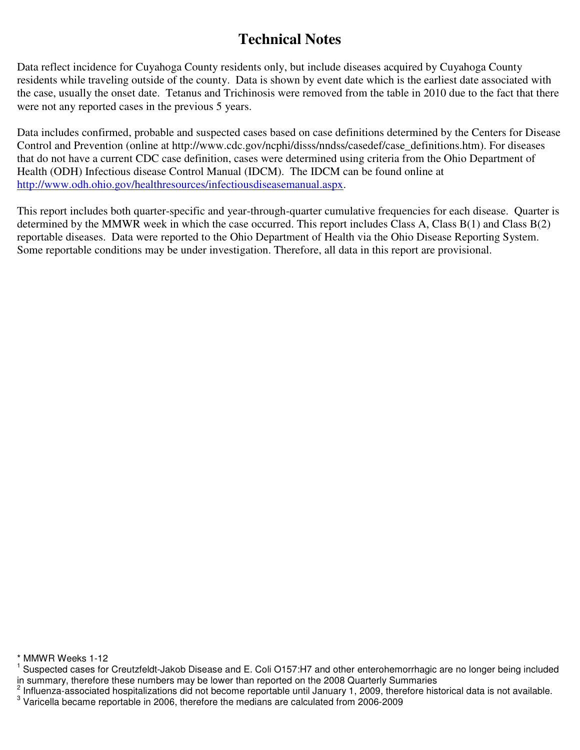# Technical Notes

Data reflect incidence for Cuyahoga County residents only, but include diseases acquired by Cuyahoga County residents while traveling outside of the county. Data is shown by event date which is the earliest date associated with the case, usually the onset date. Tetanus and Trichinosis were removed from the table in 2010 due to the fact that there were not any reported cases in the previous 5 years.

Data includes confirmed, probable and suspected cases based on case definitions determined by the Centers for Disease Control and Prevention (online at http://www.cdc.gov/ncphi/disss/nndss/casedef/case_definitions.htm). For diseases that do not have a current CDC case definition, cases were determined using criteria from the Ohio Department of Health (ODH) Infectious disease Control Manual (IDCM). The IDCM can be found online at [http://www.odh.ohio.gov/healthresources/infectiousdiseasemanual.aspx](http://www.odh.ohio.gov/healthresources/infectiousdiseasemanual.aspx).

This report includes both quarter-specific and year-through-quarter cumulative frequencies for each disease. Quarter is determined by the MMWR week in which the case occurred. This report includes Class A, Class B(1) and Class B(2) reportable diseases. Data were reported to the Ohio Department of Health via the Ohio Disease Reporting System. Some reportable conditions may be under investigation. Therefore, all data in this report are provisional.

* MMWR Weeks 1-12

[1] Suspected cases for Creutzfeldt-Jakob Disease and E. Coli O157:H7 and other enterohemorrhagic are no longer being included in summary, therefore these numbers may be lower than reported on the 2008 Quarterly Summaries

[2] Influenza-associated hospitalizations did not become reportable until January 1, 2009, therefore historical data is not available.

[3] Varicella became reportable in 2006, therefore the medians are calculated from 2006-2009